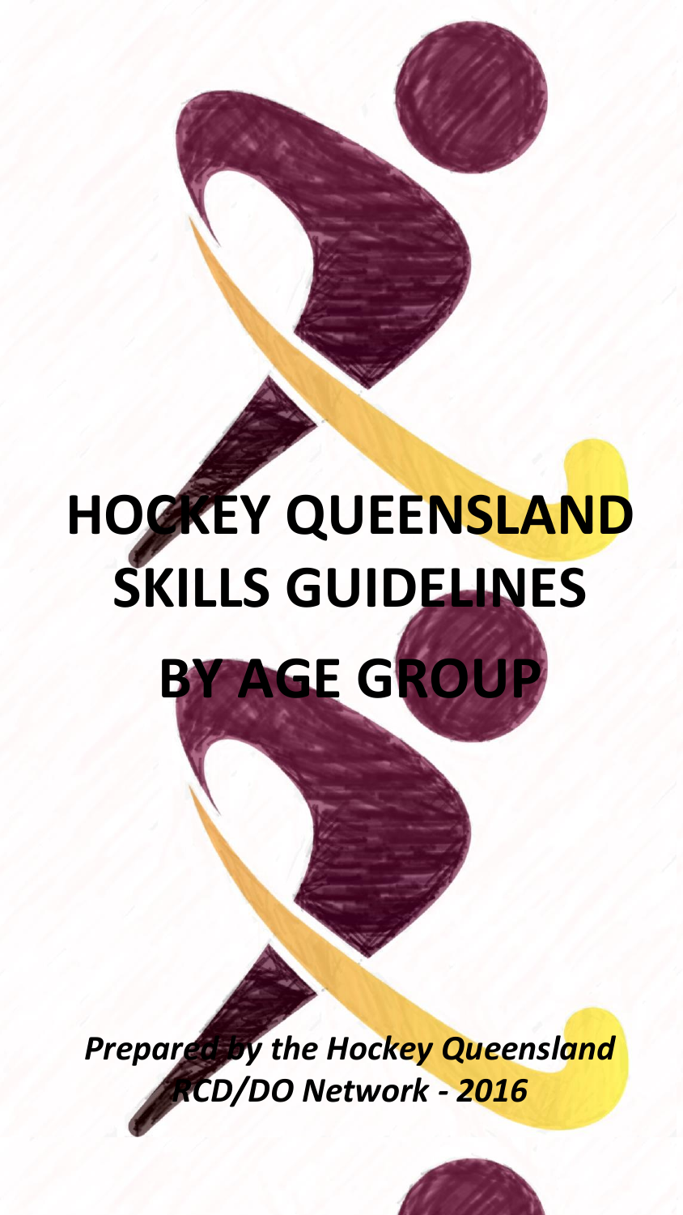# HOCKEY QUEENSLAND SKILLS GUIDELINES BY AGE GROUP

*Prepared by the Hockey Queensland RCD/DO Network - 2016*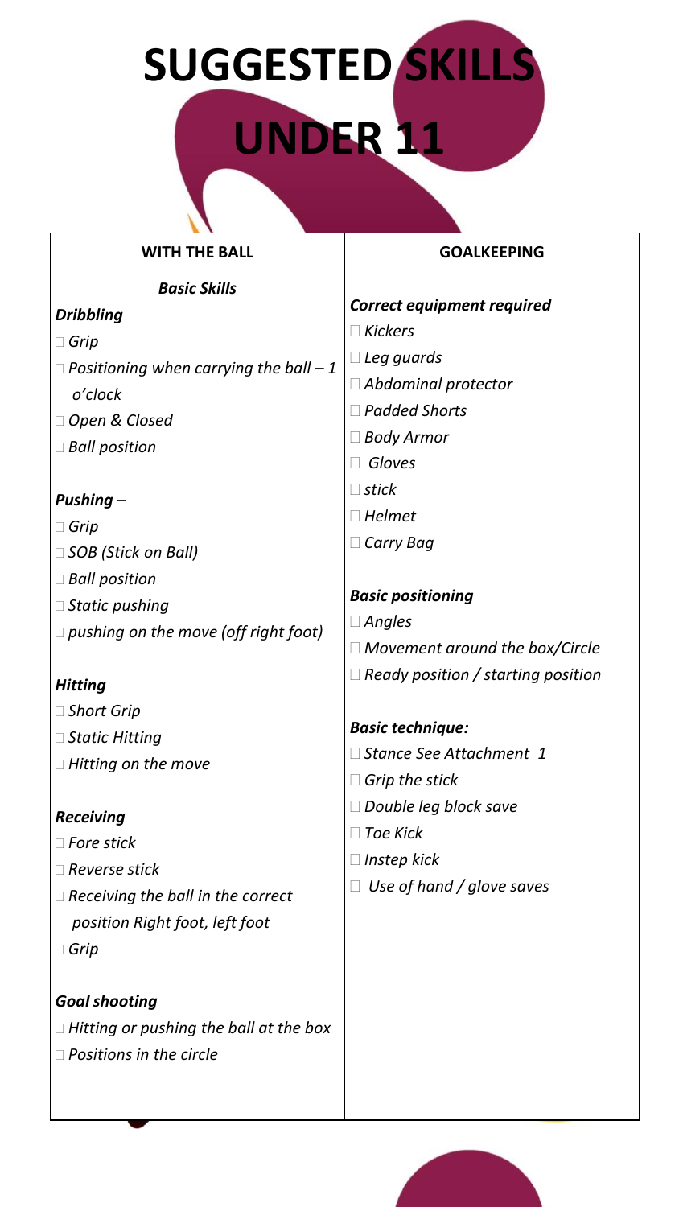# SUGGESTED SKILLS UNDER 11

## WITH THE BALL

### *Basic Skills*

***Dribbling***

- *Grip*
- *Positioning when carrying the ball – 1 o'clock*
- *Open & Closed*
- *Ball position*

***Pushing –***

- *Grip*
- *SOB (Stick on Ball)*
- *Ball position*
- *Static pushing*
- *pushing on the move (off right foot)*

***Hitting***

- *Short Grip*
- *Static Hitting*
- *Hitting on the move*

***Receiving***

- *Fore stick*
- *Reverse stick*
- *Receiving the ball in the correct position Right foot, left foot*
- *Grip*

***Goal shooting***

- *Hitting or pushing the ball at the box*
- *Positions in the circle*

## GOALKEEPING

***Correct equipment required***

- *Kickers*
- *Leg guards*
- *Abdominal protector*
- *Padded Shorts*
- *Body Armor*
- *Gloves*
- *stick*
- *Helmet*
- *Carry Bag*

***Basic positioning***

- *Angles*
- *Movement around the box/Circle*
- *Ready position / starting position*

***Basic technique:***

- *Stance See Attachment 1*
- *Grip the stick*
- *Double leg block save*
- *Toe Kick*
- *Instep kick*
- *Use of hand / glove saves*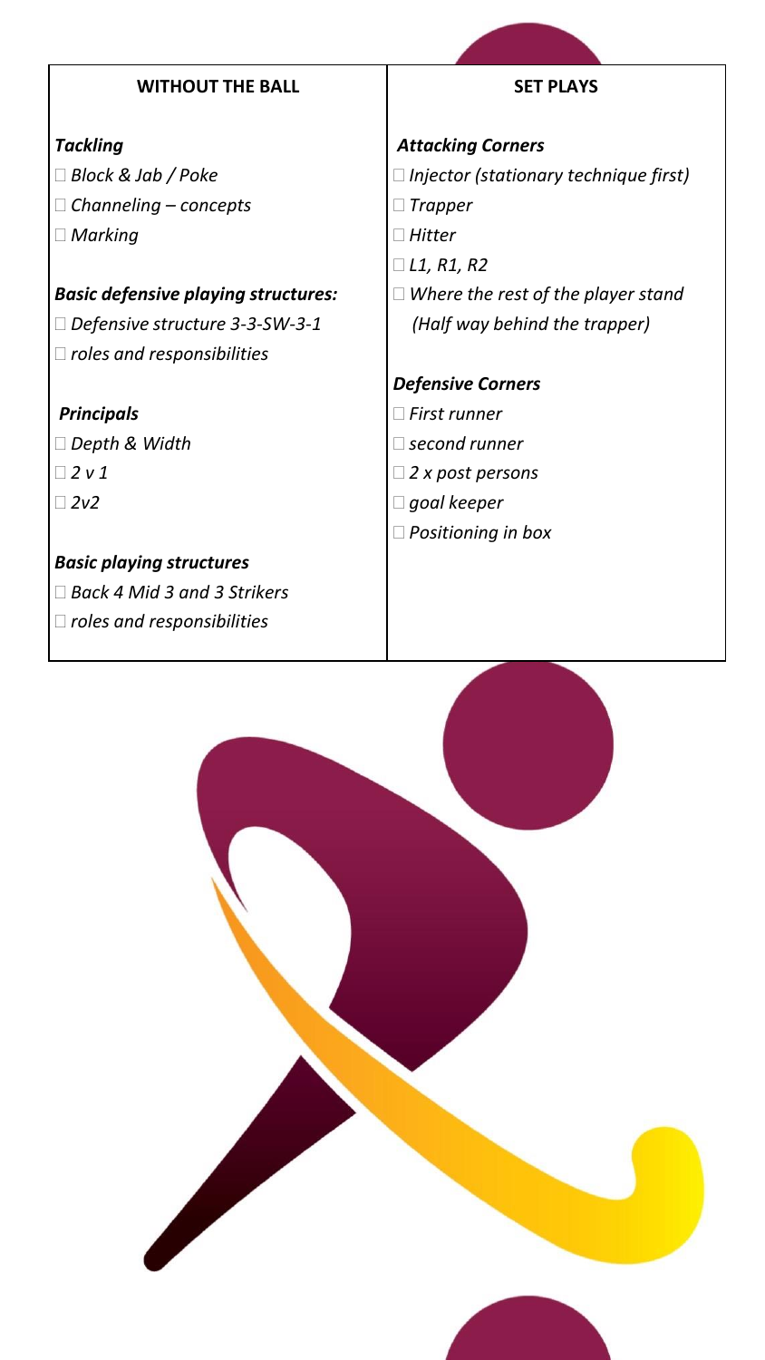| WITHOUT THE BALL | SET PLAYS |
| --- | --- |
| ***Tackling*** | ***Attacking Corners*** |
| *Block & Jab / Poke* | *Injector (stationary technique first)* |
| *Channeling – concepts* | *Trapper* |
| *Marking* | *Hitter* |
| | *L1, R1, R2* |
| ***Basic defensive playing structures:*** | *Where the rest of the player stand (Half way behind the trapper)* |
| *Defensive structure 3-3-SW-3-1* | |
| *roles and responsibilities* | ***Defensive Corners*** |
| ***Principals*** | *First runner* |
| *Depth & Width* | *second runner* |
| *2 v 1* | *2 x post persons* |
| *2v2* | *goal keeper* |
| | *Positioning in box* |
| ***Basic playing structures*** | |
| *Back 4 Mid 3 and 3 Strikers* | |
| *roles and responsibilities* | |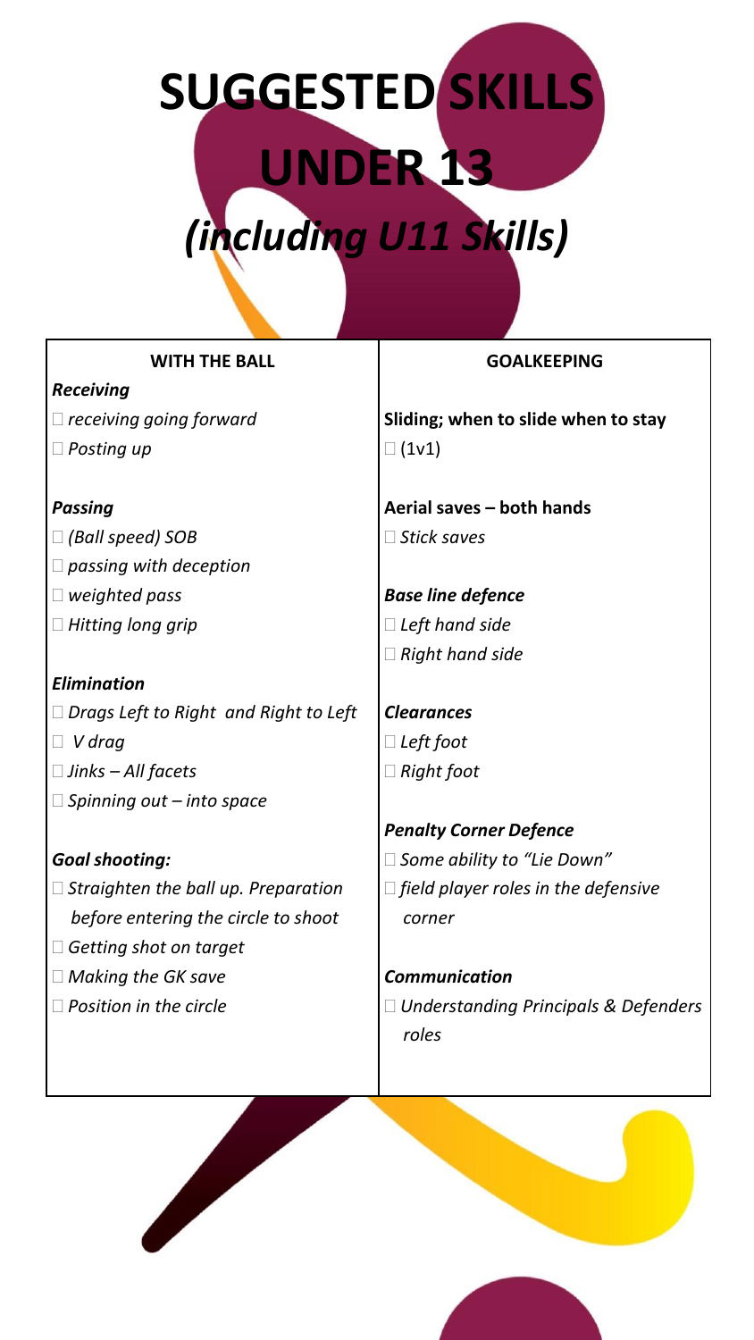# SUGGESTED SKILLS UNDER 13

## *(including U11 Skills)*

| WITH THE BALL | GOALKEEPING |
|---|---|
| ***Receiving*** | |
| *receiving going forward* | **Sliding; when to slide when to stay** |
| *Posting up* | (1v1) |
| | |
| ***Passing*** | **Aerial saves – both hands** |
| *(Ball speed) SOB* | *Stick saves* |
| *passing with deception* | |
| *weighted pass* | ***Base line defence*** |
| *Hitting long grip* | *Left hand side* |
| | *Right hand side* |
| ***Elimination*** | |
| *Drags Left to Right and Right to Left* | ***Clearances*** |
| *V drag* | *Left foot* |
| *Jinks – All facets* | *Right foot* |
| *Spinning out – into space* | |
| | ***Penalty Corner Defence*** |
| ***Goal shooting:*** | *Some ability to "Lie Down"* |
| *Straighten the ball up. Preparation before entering the circle to shoot* | *field player roles in the defensive corner* |
| *Getting shot on target* | |
| *Making the GK save* | ***Communication*** |
| *Position in the circle* | *Understanding Principals & Defenders roles* |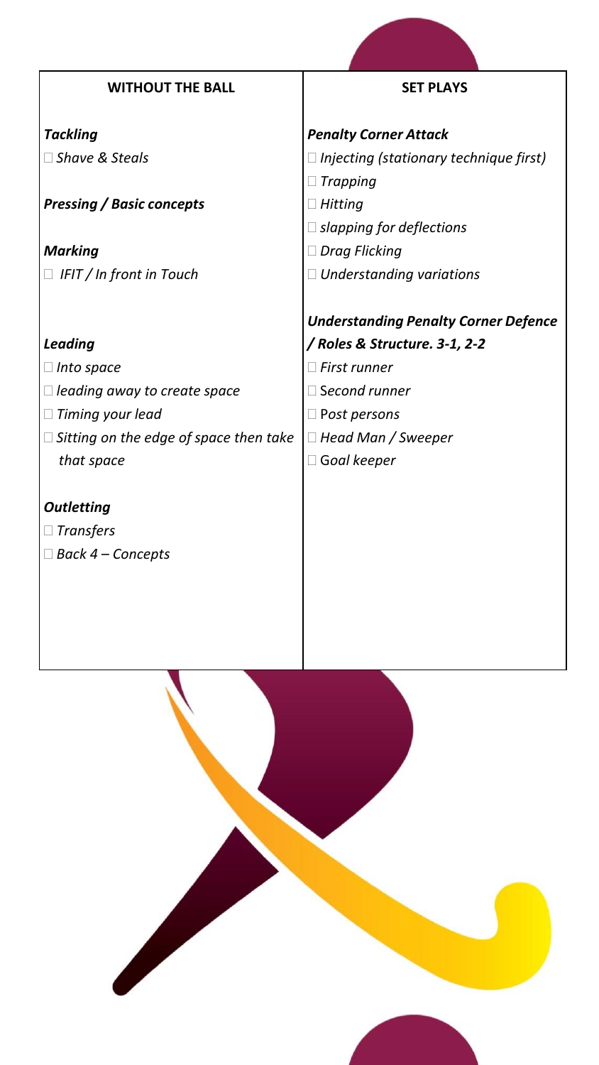| WITHOUT THE BALL | SET PLAYS |
|---|---|
| ***Tackling*** | ***Penalty Corner Attack*** |
| □ *Shave & Steals* | □ *Injecting (stationary technique first)* |
| | □ *Trapping* |
| ***Pressing / Basic concepts*** | □ *Hitting* |
| | □ *slapping for deflections* |
| ***Marking*** | □ *Drag Flicking* |
| □ *IFIT / In front in Touch* | □ *Understanding variations* |
| | |
| | ***Understanding Penalty Corner Defence / Roles & Structure. 3-1, 2-2*** |
| ***Leading*** | □ *First runner* |
| □ *Into space* | □ *Second runner* |
| □ *leading away to create space* | □ *Post persons* |
| □ *Timing your lead* | □ *Head Man / Sweeper* |
| □ *Sitting on the edge of space then take that space* | □ *Goal keeper* |
| | |
| ***Outletting*** | |
| □ *Transfers* | |
| □ *Back 4 – Concepts* | |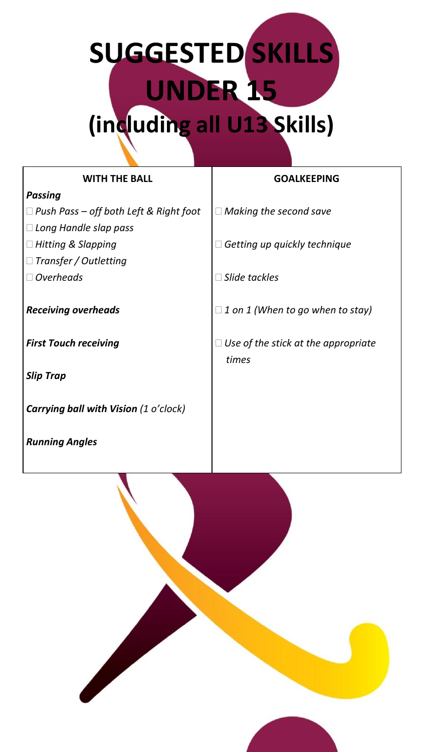# SUGGESTED SKILLS UNDER 15 (including all U13 Skills)

| WITH THE BALL | GOALKEEPING |
| --- | --- |
| ***Passing*** | |
| *Push Pass – off both Left & Right foot* | *Making the second save* |
| *Long Handle slap pass* | |
| *Hitting & Slapping* | *Getting up quickly technique* |
| *Transfer / Outletting* | |
| *Overheads* | *Slide tackles* |
| ***Receiving overheads*** | *1 on 1 (When to go when to stay)* |
| ***First Touch receiving*** | *Use of the stick at the appropriate times* |
| ***Slip Trap*** | |
| ***Carrying ball with Vision*** *(1 o'clock)* | |
| ***Running Angles*** | |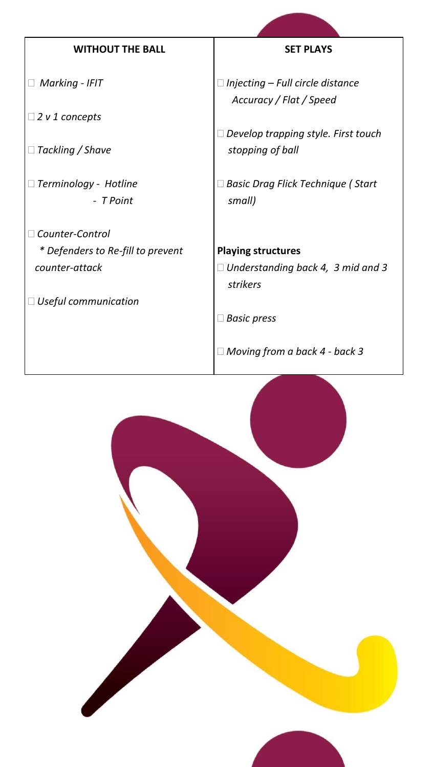| WITHOUT THE BALL | SET PLAYS |
|---|---|
| □ *Marking - IFIT* | □ *Injecting – Full circle distance Accuracy / Flat / Speed* |
| □ *2 v 1 concepts* | □ *Develop trapping style. First touch stopping of ball* |
| □ *Tackling / Shave* | □ *Basic Drag Flick Technique ( Start small)* |
| □ *Terminology - Hotline - T Point* | **Playing structures** |
| □ *Counter-Control * Defenders to Re-fill to prevent counter-attack* | □ *Understanding back 4, 3 mid and 3 strikers* |
| □ *Useful communication* | □ *Basic press* |
| | □ *Moving from a back 4 - back 3* |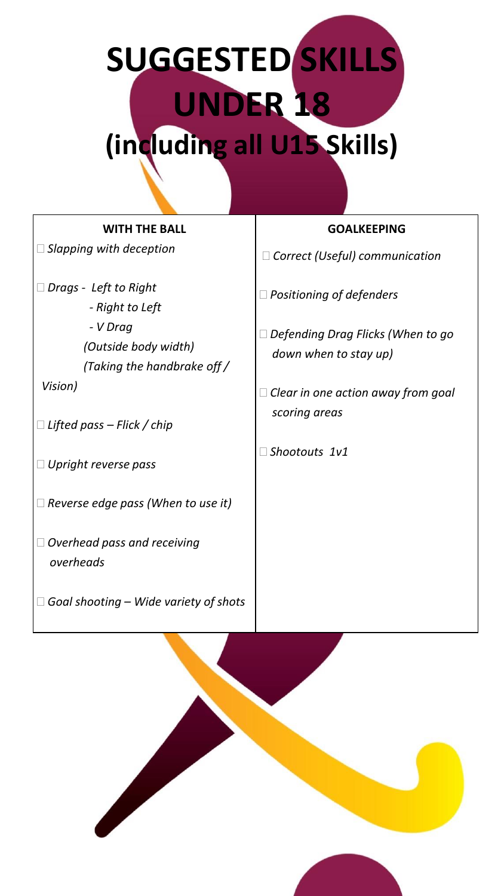# SUGGESTED SKILLS UNDER 18 (including all U15 Skills)

| WITH THE BALL | GOALKEEPING |
| --- | --- |
| ☐ *Slapping with deception* | ☐ *Correct (Useful) communication* |
| ☐ *Drags - Left to Right*<br>*- Right to Left*<br>*- V Drag*<br>*(Outside body width)*<br>*(Taking the handbrake off / Vision)* | ☐ *Positioning of defenders*<br><br>☐ *Defending Drag Flicks (When to go down when to stay up)* |
| ☐ *Lifted pass – Flick / chip* | ☐ *Clear in one action away from goal scoring areas* |
| ☐ *Upright reverse pass* | ☐ *Shootouts 1v1* |
| ☐ *Reverse edge pass (When to use it)* | |
| ☐ *Overhead pass and receiving overheads* | |
| ☐ *Goal shooting – Wide variety of shots* | |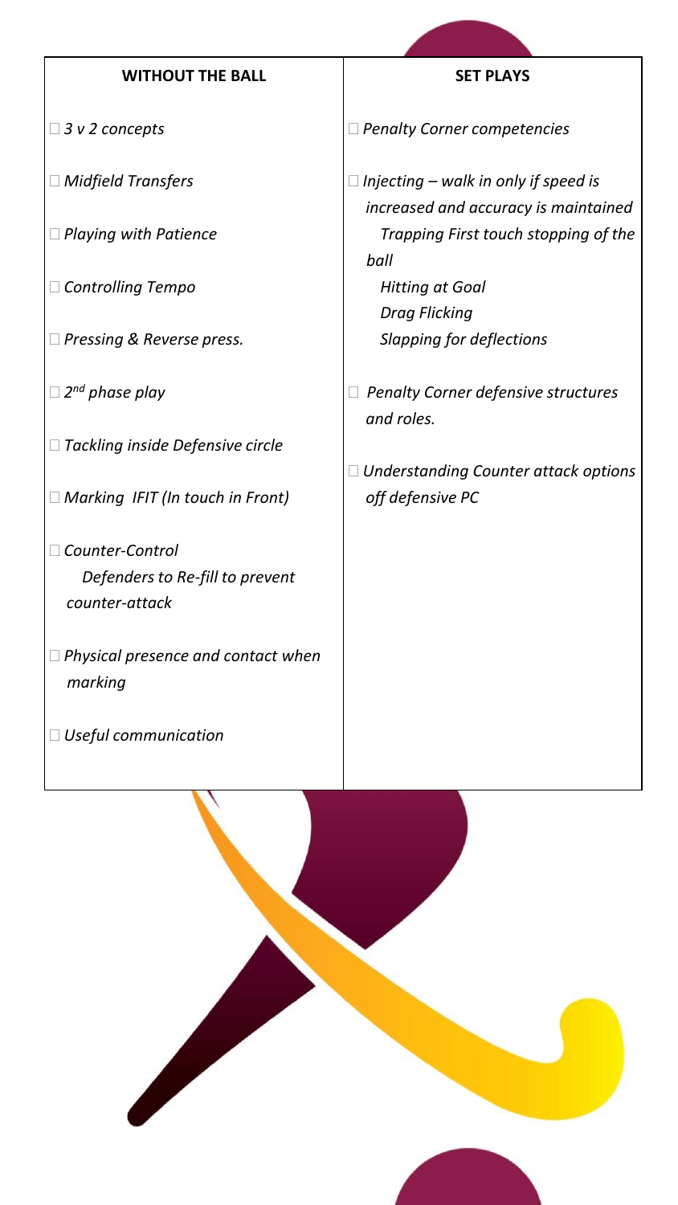| WITHOUT THE BALL | SET PLAYS |
|---|---|
| □ *3 v 2 concepts* | □ *Penalty Corner competencies* |
| □ *Midfield Transfers* | □ *Injecting – walk in only if speed is increased and accuracy is maintained* |
| □ *Playing with Patience* | *Trapping First touch stopping of the ball* |
| □ *Controlling Tempo* | *Hitting at Goal* |
| | *Drag Flicking* |
| □ *Pressing & Reverse press.* | *Slapping for deflections* |
| □ *2nd phase play* | □ *Penalty Corner defensive structures and roles.* |
| □ *Tackling inside Defensive circle* | □ *Understanding Counter attack options off defensive PC* |
| □ *Marking IFIT (In touch in Front)* | |
| □ *Counter-Control* *Defenders to Re-fill to prevent counter-attack* | |
| □ *Physical presence and contact when marking* | |
| □ *Useful communication* | |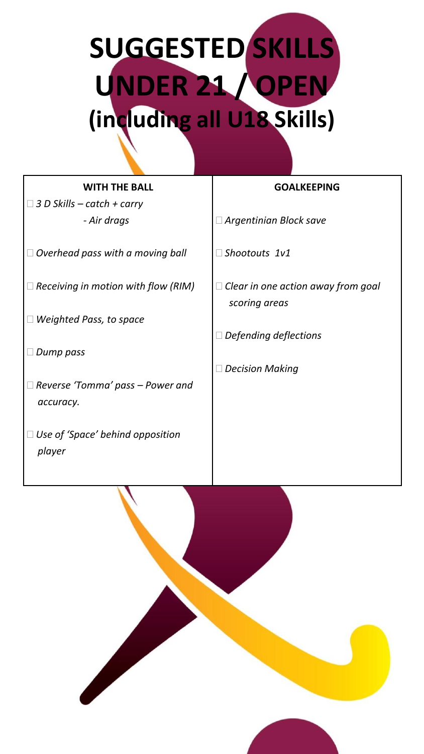# SUGGESTED SKILLS UNDER 21 / OPEN (including all U18 Skills)

| WITH THE BALL | GOALKEEPING |
| --- | --- |
| □ *3 D Skills – catch + carry*<br>*- Air drags* | □ *Argentinian Block save* |
| □ *Overhead pass with a moving ball* | □ *Shootouts 1v1* |
| □ *Receiving in motion with flow (RIM)* | □ *Clear in one action away from goal scoring areas* |
| □ *Weighted Pass, to space* | □ *Defending deflections* |
| □ *Dump pass* | □ *Decision Making* |
| □ *Reverse 'Tomma' pass – Power and accuracy.* | |
| □ *Use of 'Space' behind opposition player* | |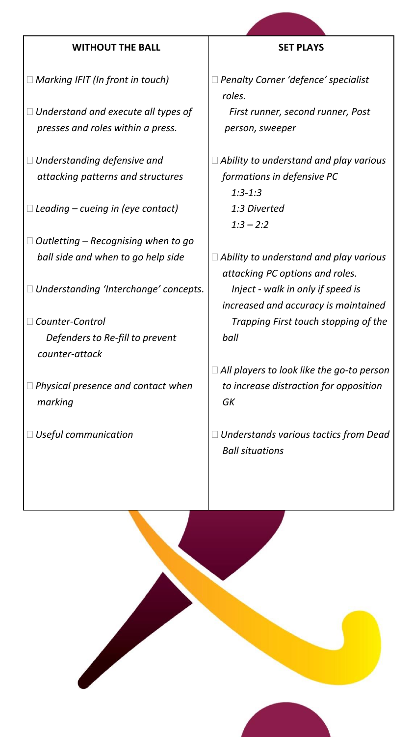| **WITHOUT THE BALL** | **SET PLAYS** |
| --- | --- |
| *Marking IFIT (In front in touch)* | *Penalty Corner 'defence' specialist roles.* |
| | *First runner, second runner, Post person, sweeper* |
| *Understand and execute all types of presses and roles within a press.* | *Ability to understand and play various formations in defensive PC* |
| *Understanding defensive and attacking patterns and structures* | *1:3-1:3* |
| | *1:3 Diverted* |
| *Leading – cueing in (eye contact)* | *1:3 – 2:2* |
| *Outletting – Recognising when to go ball side and when to go help side* | *Ability to understand and play various attacking PC options and roles.* |
| *Understanding 'Interchange' concepts.* | *Inject - walk in only if speed is increased and accuracy is maintained* |
| *Counter-Control* | *Trapping First touch stopping of the ball* |
| *Defenders to Re-fill to prevent counter-attack* | |
| *Physical presence and contact when marking* | *All players to look like the go-to person to increase distraction for opposition GK* |
| *Useful communication* | *Understands various tactics from Dead Ball situations* |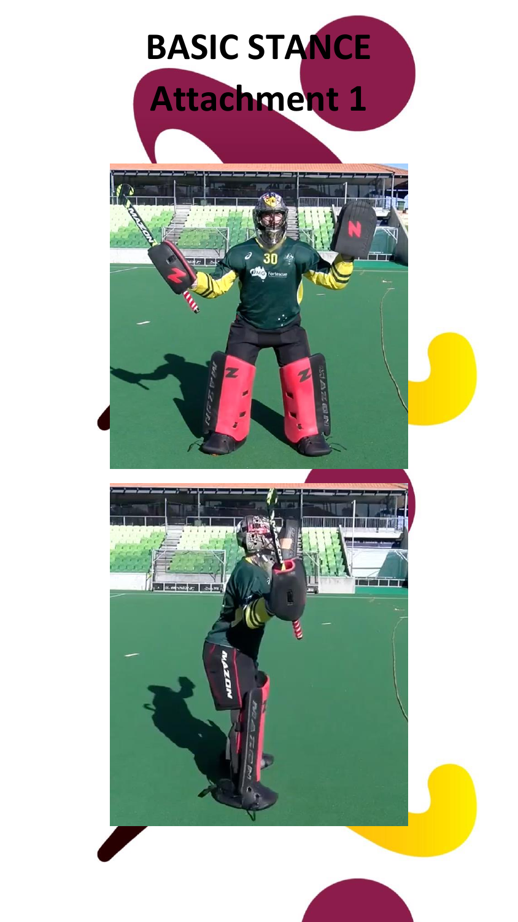# BASIC STANCE
# Attachment 1